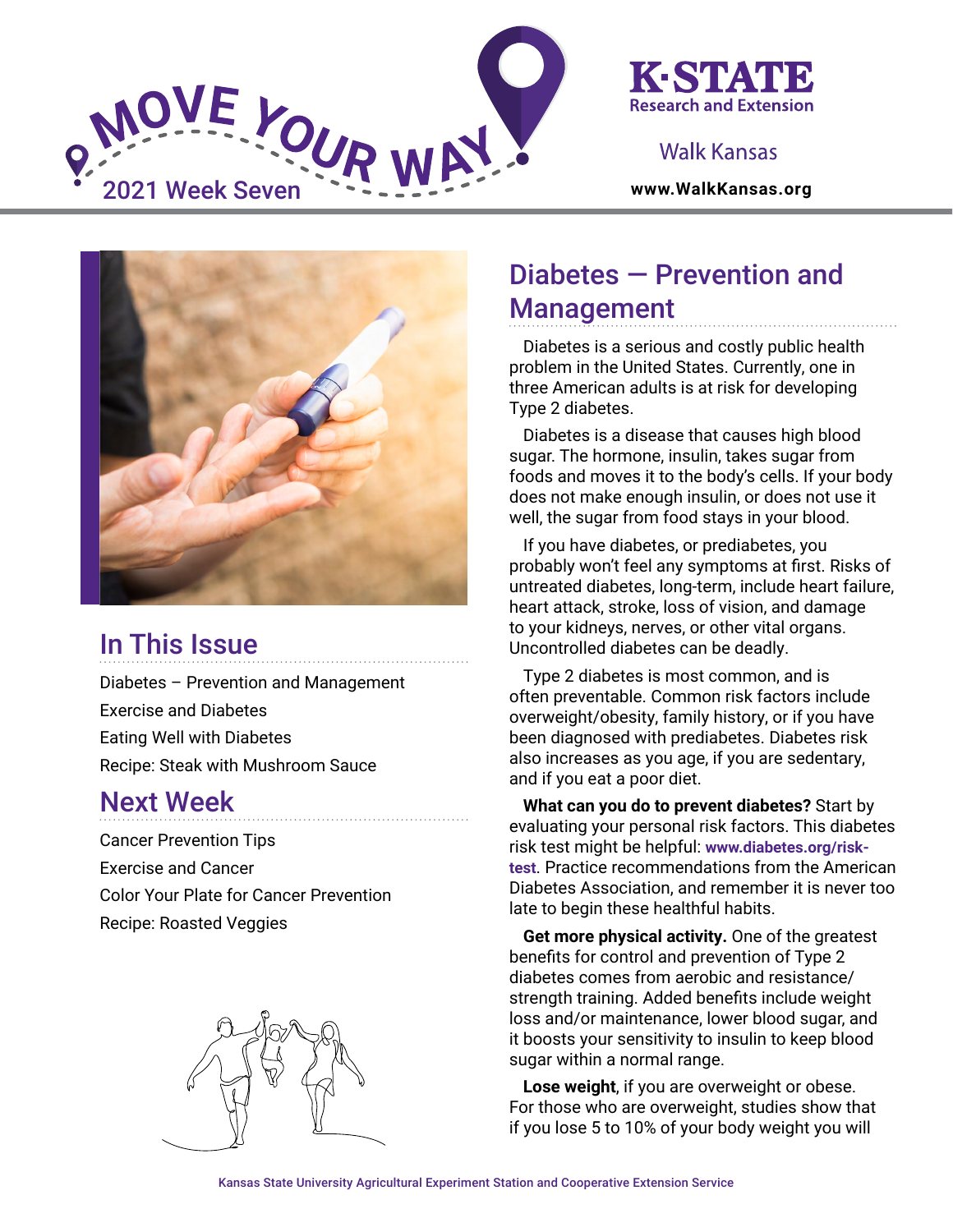# MOVE YOUR WAY

2021 Week Seven

K·STATE Research and Extension

Walk Kansas

www.WalkKansas.org

## In This Issue

Diabetes – Prevention and Management

Exercise and Diabetes

Eating Well with Diabetes

Recipe: Steak with Mushroom Sauce

## Next Week

Cancer Prevention Tips

Exercise and Cancer

Color Your Plate for Cancer Prevention

Recipe: Roasted Veggies

## Diabetes — Prevention and Management

Diabetes is a serious and costly public health problem in the United States. Currently, one in three American adults is at risk for developing Type 2 diabetes.

Diabetes is a disease that causes high blood sugar. The hormone, insulin, takes sugar from foods and moves it to the body's cells. If your body does not make enough insulin, or does not use it well, the sugar from food stays in your blood.

If you have diabetes, or prediabetes, you probably won't feel any symptoms at first. Risks of untreated diabetes, long-term, include heart failure, heart attack, stroke, loss of vision, and damage to your kidneys, nerves, or other vital organs. Uncontrolled diabetes can be deadly.

Type 2 diabetes is most common, and is often preventable. Common risk factors include overweight/obesity, family history, or if you have been diagnosed with prediabetes. Diabetes risk also increases as you age, if you are sedentary, and if you eat a poor diet.

**What can you do to prevent diabetes?** Start by evaluating your personal risk factors. This diabetes risk test might be helpful: **www.diabetes.org/risk-test**. Practice recommendations from the American Diabetes Association, and remember it is never too late to begin these healthful habits.

**Get more physical activity.** One of the greatest benefits for control and prevention of Type 2 diabetes comes from aerobic and resistance/strength training. Added benefits include weight loss and/or maintenance, lower blood sugar, and it boosts your sensitivity to insulin to keep blood sugar within a normal range.

**Lose weight**, if you are overweight or obese. For those who are overweight, studies show that if you lose 5 to 10% of your body weight you will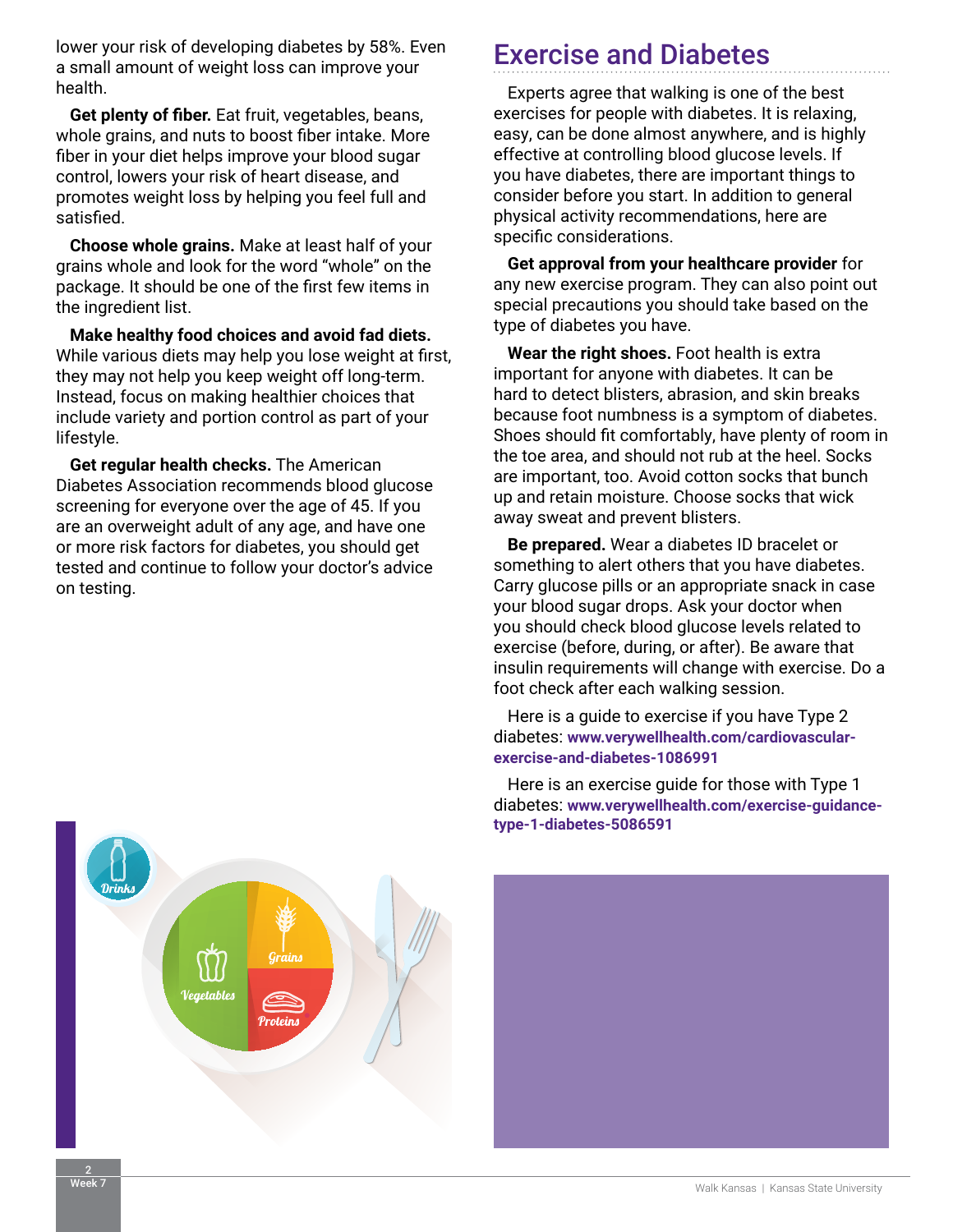lower your risk of developing diabetes by 58%. Even a small amount of weight loss can improve your health.

**Get plenty of fiber.** Eat fruit, vegetables, beans, whole grains, and nuts to boost fiber intake. More fiber in your diet helps improve your blood sugar control, lowers your risk of heart disease, and promotes weight loss by helping you feel full and satisfied.

**Choose whole grains.** Make at least half of your grains whole and look for the word "whole" on the package. It should be one of the first few items in the ingredient list.

**Make healthy food choices and avoid fad diets.** While various diets may help you lose weight at first, they may not help you keep weight off long-term. Instead, focus on making healthier choices that include variety and portion control as part of your lifestyle.

**Get regular health checks.** The American Diabetes Association recommends blood glucose screening for everyone over the age of 45. If you are an overweight adult of any age, and have one or more risk factors for diabetes, you should get tested and continue to follow your doctor's advice on testing.

## Exercise and Diabetes

Experts agree that walking is one of the best exercises for people with diabetes. It is relaxing, easy, can be done almost anywhere, and is highly effective at controlling blood glucose levels. If you have diabetes, there are important things to consider before you start. In addition to general physical activity recommendations, here are specific considerations.

**Get approval from your healthcare provider** for any new exercise program. They can also point out special precautions you should take based on the type of diabetes you have.

**Wear the right shoes.** Foot health is extra important for anyone with diabetes. It can be hard to detect blisters, abrasion, and skin breaks because foot numbness is a symptom of diabetes. Shoes should fit comfortably, have plenty of room in the toe area, and should not rub at the heel. Socks are important, too. Avoid cotton socks that bunch up and retain moisture. Choose socks that wick away sweat and prevent blisters.

**Be prepared.** Wear a diabetes ID bracelet or something to alert others that you have diabetes. Carry glucose pills or an appropriate snack in case your blood sugar drops. Ask your doctor when you should check blood glucose levels related to exercise (before, during, or after). Be aware that insulin requirements will change with exercise. Do a foot check after each walking session.

Here is a guide to exercise if you have Type 2 diabetes: **www.verywellhealth.com/cardiovascular-exercise-and-diabetes-1086991**

Here is an exercise guide for those with Type 1 diabetes: **www.verywellhealth.com/exercise-guidance-type-1-diabetes-5086591**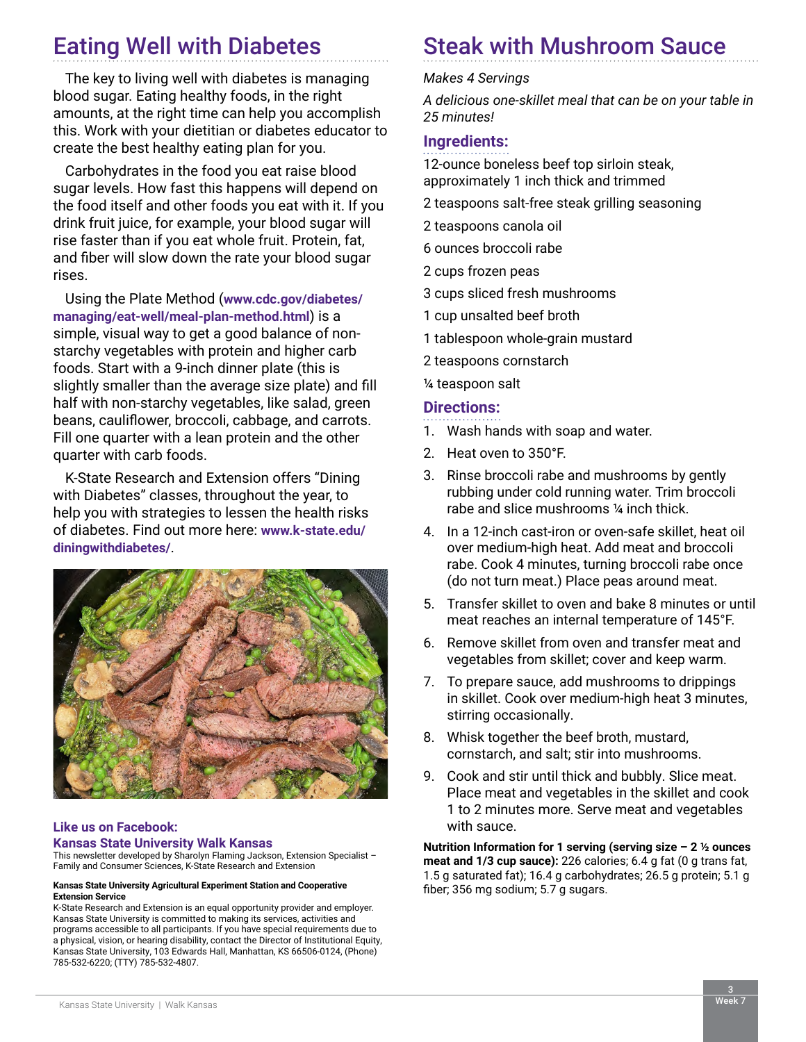## Eating Well with Diabetes

The key to living well with diabetes is managing blood sugar. Eating healthy foods, in the right amounts, at the right time can help you accomplish this. Work with your dietitian or diabetes educator to create the best healthy eating plan for you.

Carbohydrates in the food you eat raise blood sugar levels. How fast this happens will depend on the food itself and other foods you eat with it. If you drink fruit juice, for example, your blood sugar will rise faster than if you eat whole fruit. Protein, fat, and fiber will slow down the rate your blood sugar rises.

Using the Plate Method (**www.cdc.gov/diabetes/managing/eat-well/meal-plan-method.html**) is a simple, visual way to get a good balance of non-starchy vegetables with protein and higher carb foods. Start with a 9-inch dinner plate (this is slightly smaller than the average size plate) and fill half with non-starchy vegetables, like salad, green beans, cauliflower, broccoli, cabbage, and carrots. Fill one quarter with a lean protein and the other quarter with carb foods.

K-State Research and Extension offers "Dining with Diabetes" classes, throughout the year, to help you with strategies to lessen the health risks of diabetes. Find out more here: **www.k-state.edu/diningwithdiabetes/**.

**Like us on Facebook:**
**Kansas State University Walk Kansas**

This newsletter developed by Sharolyn Flaming Jackson, Extension Specialist – Family and Consumer Sciences, K-State Research and Extension

**Kansas State University Agricultural Experiment Station and Cooperative Extension Service**

K-State Research and Extension is an equal opportunity provider and employer. Kansas State University is committed to making its services, activities and programs accessible to all participants. If you have special requirements due to a physical, vision, or hearing disability, contact the Director of Institutional Equity, Kansas State University, 103 Edwards Hall, Manhattan, KS 66506-0124, (Phone) 785-532-6220; (TTY) 785-532-4807.

## Steak with Mushroom Sauce

*Makes 4 Servings*

*A delicious one-skillet meal that can be on your table in 25 minutes!*

### Ingredients:

12-ounce boneless beef top sirloin steak, approximately 1 inch thick and trimmed

2 teaspoons salt-free steak grilling seasoning

2 teaspoons canola oil

6 ounces broccoli rabe

2 cups frozen peas

3 cups sliced fresh mushrooms

1 cup unsalted beef broth

1 tablespoon whole-grain mustard

2 teaspoons cornstarch

¼ teaspoon salt

### Directions:

1. Wash hands with soap and water.
2. Heat oven to 350°F.
3. Rinse broccoli rabe and mushrooms by gently rubbing under cold running water. Trim broccoli rabe and slice mushrooms ¼ inch thick.
4. In a 12-inch cast-iron or oven-safe skillet, heat oil over medium-high heat. Add meat and broccoli rabe. Cook 4 minutes, turning broccoli rabe once (do not turn meat.) Place peas around meat.
5. Transfer skillet to oven and bake 8 minutes or until meat reaches an internal temperature of 145°F.
6. Remove skillet from oven and transfer meat and vegetables from skillet; cover and keep warm.
7. To prepare sauce, add mushrooms to drippings in skillet. Cook over medium-high heat 3 minutes, stirring occasionally.
8. Whisk together the beef broth, mustard, cornstarch, and salt; stir into mushrooms.
9. Cook and stir until thick and bubbly. Slice meat. Place meat and vegetables in the skillet and cook 1 to 2 minutes more. Serve meat and vegetables with sauce.

**Nutrition Information for 1 serving (serving size – 2 ½ ounces meat and 1/3 cup sauce):** 226 calories; 6.4 g fat (0 g trans fat, 1.5 g saturated fat); 16.4 g carbohydrates; 26.5 g protein; 5.1 g fiber; 356 mg sodium; 5.7 g sugars.